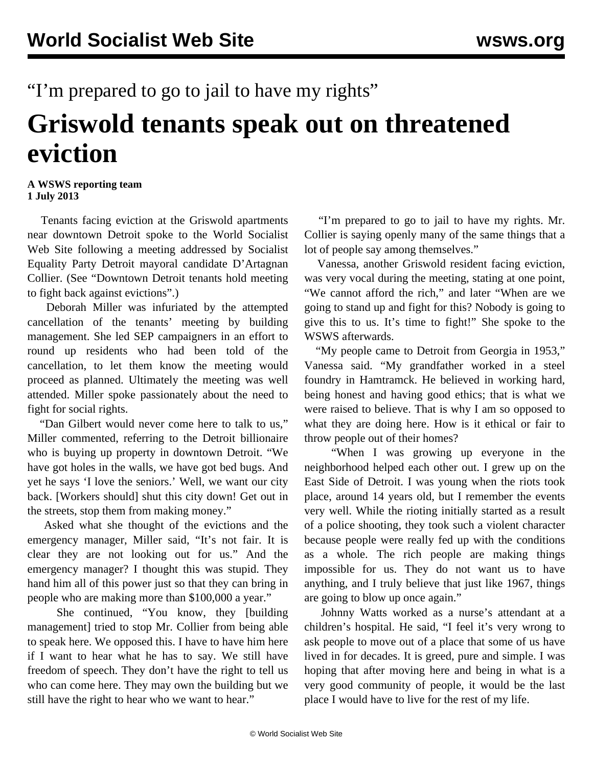“I’m prepared to go to jail to have my rights”

# Griswold tenants speak out on threatened eviction

**A WSWS reporting team**
**1 July 2013**

Tenants facing eviction at the Griswold apartments near downtown Detroit spoke to the World Socialist Web Site following a meeting addressed by Socialist Equality Party Detroit mayoral candidate D’Artagnan Collier. (See “Downtown Detroit tenants hold meeting to fight back against evictions”.)

Deborah Miller was infuriated by the attempted cancellation of the tenants’ meeting by building management. She led SEP campaigners in an effort to round up residents who had been told of the cancellation, to let them know the meeting would proceed as planned. Ultimately the meeting was well attended. Miller spoke passionately about the need to fight for social rights.

“Dan Gilbert would never come here to talk to us,” Miller commented, referring to the Detroit billionaire who is buying up property in downtown Detroit. “We have got holes in the walls, we have got bed bugs. And yet he says ‘I love the seniors.’ Well, we want our city back. [Workers should] shut this city down! Get out in the streets, stop them from making money.”

Asked what she thought of the evictions and the emergency manager, Miller said, “It’s not fair. It is clear they are not looking out for us.” And the emergency manager? I thought this was stupid. They hand him all of this power just so that they can bring in people who are making more than $100,000 a year.”

She continued, “You know, they [building management] tried to stop Mr. Collier from being able to speak here. We opposed this. I have to have him here if I want to hear what he has to say. We still have freedom of speech. They don’t have the right to tell us who can come here. They may own the building but we still have the right to hear who we want to hear.”

“I’m prepared to go to jail to have my rights. Mr. Collier is saying openly many of the same things that a lot of people say among themselves.”

Vanessa, another Griswold resident facing eviction, was very vocal during the meeting, stating at one point, “We cannot afford the rich,” and later “When are we going to stand up and fight for this? Nobody is going to give this to us. It’s time to fight!” She spoke to the WSWS afterwards.

“My people came to Detroit from Georgia in 1953,” Vanessa said. “My grandfather worked in a steel foundry in Hamtramck. He believed in working hard, being honest and having good ethics; that is what we were raised to believe. That is why I am so opposed to what they are doing here. How is it ethical or fair to throw people out of their homes?

“When I was growing up everyone in the neighborhood helped each other out. I grew up on the East Side of Detroit. I was young when the riots took place, around 14 years old, but I remember the events very well. While the rioting initially started as a result of a police shooting, they took such a violent character because people were really fed up with the conditions as a whole. The rich people are making things impossible for us. They do not want us to have anything, and I truly believe that just like 1967, things are going to blow up once again.”

Johnny Watts worked as a nurse’s attendant at a children’s hospital. He said, “I feel it’s very wrong to ask people to move out of a place that some of us have lived in for decades. It is greed, pure and simple. I was hoping that after moving here and being in what is a very good community of people, it would be the last place I would have to live for the rest of my life.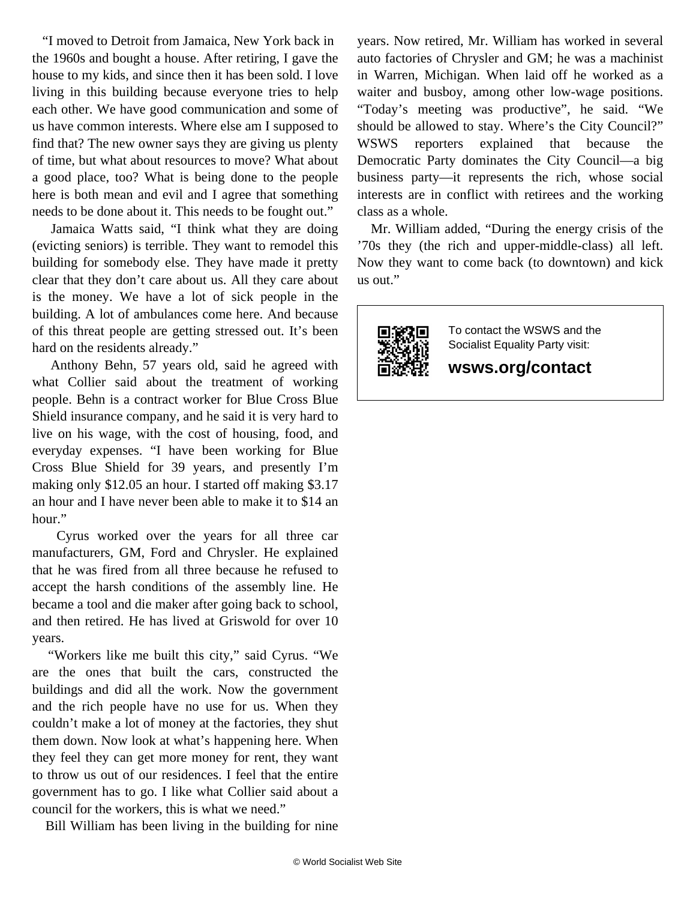"I moved to Detroit from Jamaica, New York back in the 1960s and bought a house. After retiring, I gave the house to my kids, and since then it has been sold. I love living in this building because everyone tries to help each other. We have good communication and some of us have common interests. Where else am I supposed to find that? The new owner says they are giving us plenty of time, but what about resources to move? What about a good place, too? What is being done to the people here is both mean and evil and I agree that something needs to be done about it. This needs to be fought out."

Jamaica Watts said, "I think what they are doing (evicting seniors) is terrible. They want to remodel this building for somebody else. They have made it pretty clear that they don't care about us. All they care about is the money. We have a lot of sick people in the building. A lot of ambulances come here. And because of this threat people are getting stressed out. It's been hard on the residents already."

Anthony Behn, 57 years old, said he agreed with what Collier said about the treatment of working people. Behn is a contract worker for Blue Cross Blue Shield insurance company, and he said it is very hard to live on his wage, with the cost of housing, food, and everyday expenses. "I have been working for Blue Cross Blue Shield for 39 years, and presently I'm making only $12.05 an hour. I started off making $3.17 an hour and I have never been able to make it to $14 an hour."

Cyrus worked over the years for all three car manufacturers, GM, Ford and Chrysler. He explained that he was fired from all three because he refused to accept the harsh conditions of the assembly line. He became a tool and die maker after going back to school, and then retired. He has lived at Griswold for over 10 years.

"Workers like me built this city," said Cyrus. "We are the ones that built the cars, constructed the buildings and did all the work. Now the government and the rich people have no use for us. When they couldn't make a lot of money at the factories, they shut them down. Now look at what's happening here. When they feel they can get more money for rent, they want to throw us out of our residences. I feel that the entire government has to go. I like what Collier said about a council for the workers, this is what we need."

Bill William has been living in the building for nine years. Now retired, Mr. William has worked in several auto factories of Chrysler and GM; he was a machinist in Warren, Michigan. When laid off he worked as a waiter and busboy, among other low-wage positions. "Today's meeting was productive", he said. "We should be allowed to stay. Where's the City Council?" WSWS reporters explained that because the Democratic Party dominates the City Council—a big business party—it represents the rich, whose social interests are in conflict with retirees and the working class as a whole.

Mr. William added, "During the energy crisis of the '70s they (the rich and upper-middle-class) all left. Now they want to come back (to downtown) and kick us out."

To contact the WSWS and the Socialist Equality Party visit:

**wsws.org/contact**